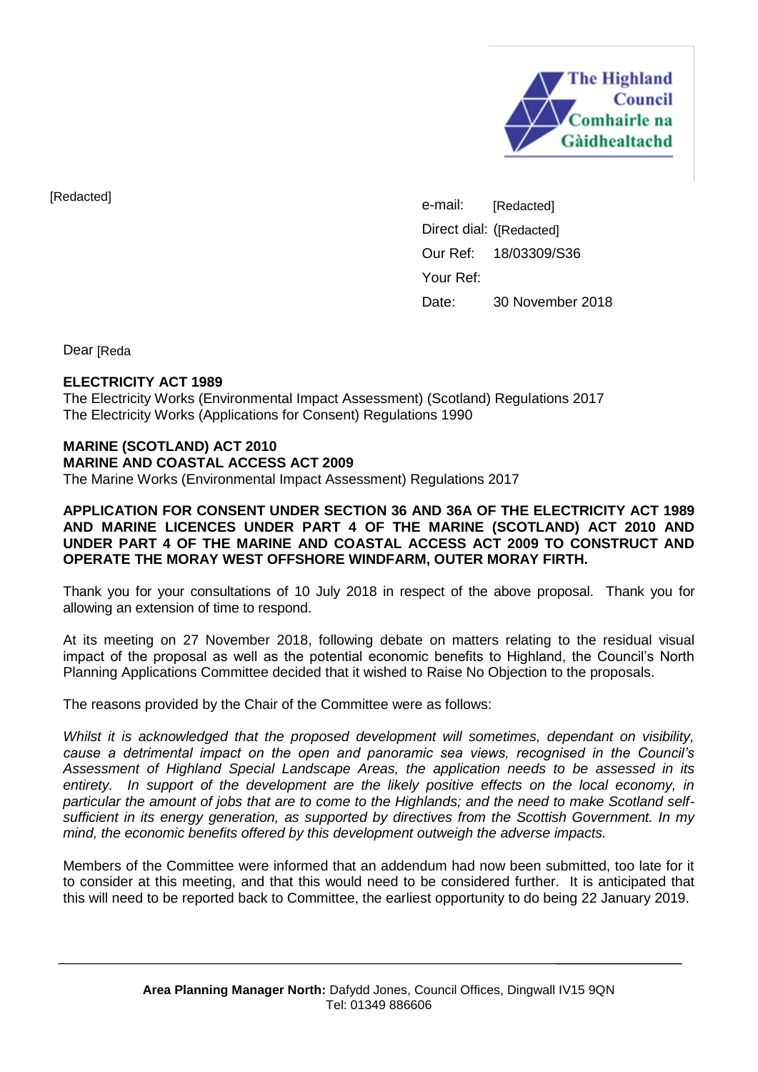The Highland Council
Comhairle na Gàidhealtachd

[Redacted]

e-mail: [Redacted]
Direct dial: ([Redacted]
Our Ref: 18/03309/S36
Your Ref:
Date: 30 November 2018

Dear [Reda

**ELECTRICITY ACT 1989**
The Electricity Works (Environmental Impact Assessment) (Scotland) Regulations 2017
The Electricity Works (Applications for Consent) Regulations 1990

**MARINE (SCOTLAND) ACT 2010**
**MARINE AND COASTAL ACCESS ACT 2009**
The Marine Works (Environmental Impact Assessment) Regulations 2017

**APPLICATION FOR CONSENT UNDER SECTION 36 AND 36A OF THE ELECTRICITY ACT 1989 AND MARINE LICENCES UNDER PART 4 OF THE MARINE (SCOTLAND) ACT 2010 AND UNDER PART 4 OF THE MARINE AND COASTAL ACCESS ACT 2009 TO CONSTRUCT AND OPERATE THE MORAY WEST OFFSHORE WINDFARM, OUTER MORAY FIRTH.**

Thank you for your consultations of 10 July 2018 in respect of the above proposal. Thank you for allowing an extension of time to respond.

At its meeting on 27 November 2018, following debate on matters relating to the residual visual impact of the proposal as well as the potential economic benefits to Highland, the Council's North Planning Applications Committee decided that it wished to Raise No Objection to the proposals.

The reasons provided by the Chair of the Committee were as follows:

*Whilst it is acknowledged that the proposed development will sometimes, dependant on visibility, cause a detrimental impact on the open and panoramic sea views, recognised in the Council's Assessment of Highland Special Landscape Areas, the application needs to be assessed in its entirety. In support of the development are the likely positive effects on the local economy, in particular the amount of jobs that are to come to the Highlands; and the need to make Scotland self-sufficient in its energy generation, as supported by directives from the Scottish Government. In my mind, the economic benefits offered by this development outweigh the adverse impacts.*

Members of the Committee were informed that an addendum had now been submitted, too late for it to consider at this meeting, and that this would need to be considered further. It is anticipated that this will need to be reported back to Committee, the earliest opportunity to do being 22 January 2019.

**Area Planning Manager North:** Dafydd Jones, Council Offices, Dingwall IV15 9QN
Tel: 01349 886606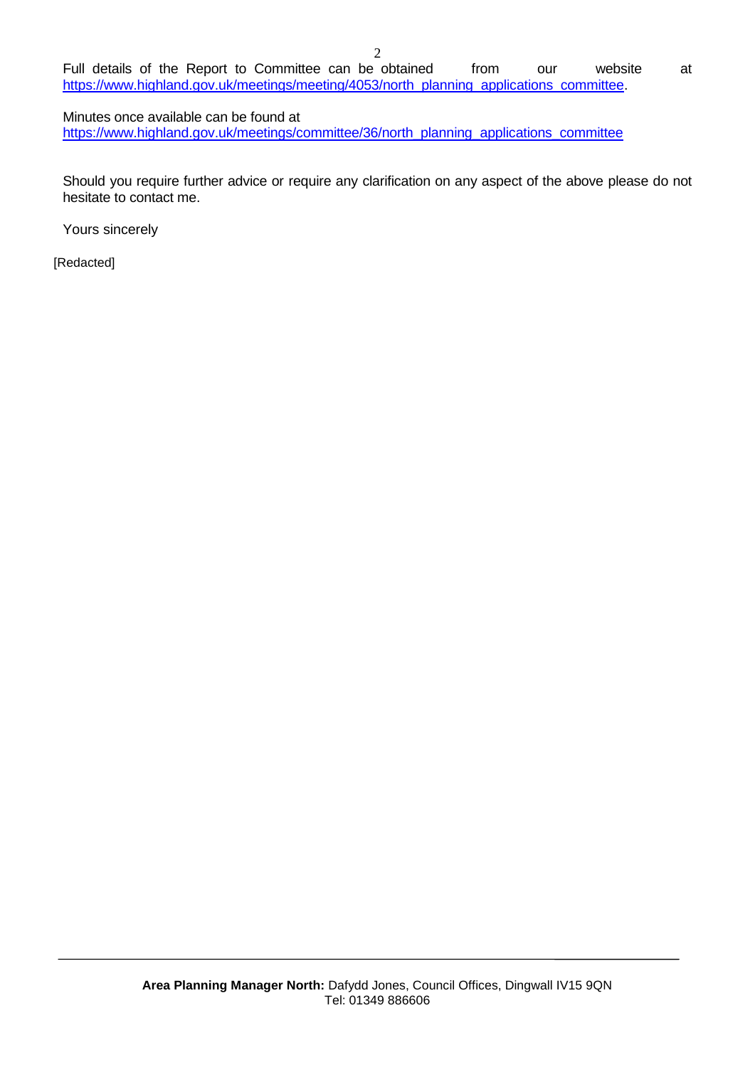Full details of the Report to Committee can be obtained from our website at https://www.highland.gov.uk/meetings/meeting/4053/north_planning_applications_committee.

Minutes once available can be found at
https://www.highland.gov.uk/meetings/committee/36/north_planning_applications_committee

Should you require further advice or require any clarification on any aspect of the above please do not hesitate to contact me.

Yours sincerely

[Redacted]

**Area Planning Manager North:** Dafydd Jones, Council Offices, Dingwall IV15 9QN
Tel: 01349 886606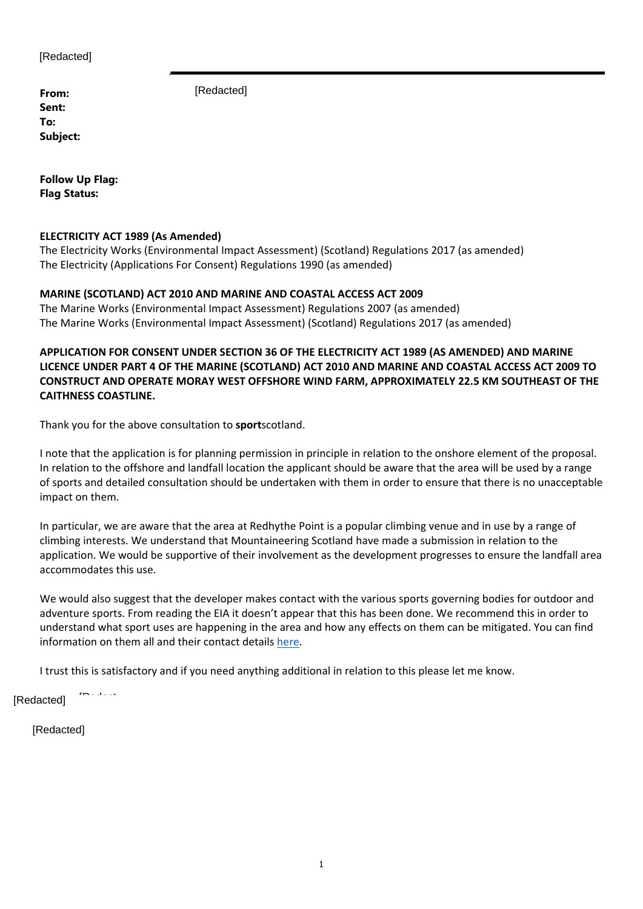[Redacted]

**From:** [Redacted]
**Sent:**
**To:**
**Subject:**

**Follow Up Flag:**
**Flag Status:**

**ELECTRICITY ACT 1989 (As Amended)**
The Electricity Works (Environmental Impact Assessment) (Scotland) Regulations 2017 (as amended)
The Electricity (Applications For Consent) Regulations 1990 (as amended)

**MARINE (SCOTLAND) ACT 2010 AND MARINE AND COASTAL ACCESS ACT 2009**
The Marine Works (Environmental Impact Assessment) Regulations 2007 (as amended)
The Marine Works (Environmental Impact Assessment) (Scotland) Regulations 2017 (as amended)

**APPLICATION FOR CONSENT UNDER SECTION 36 OF THE ELECTRICITY ACT 1989 (AS AMENDED) AND MARINE LICENCE UNDER PART 4 OF THE MARINE (SCOTLAND) ACT 2010 AND MARINE AND COASTAL ACCESS ACT 2009 TO CONSTRUCT AND OPERATE MORAY WEST OFFSHORE WIND FARM, APPROXIMATELY 22.5 KM SOUTHEAST OF THE CAITHNESS COASTLINE.**

Thank you for the above consultation to **sport**scotland.

I note that the application is for planning permission in principle in relation to the onshore element of the proposal. In relation to the offshore and landfall location the applicant should be aware that the area will be used by a range of sports and detailed consultation should be undertaken with them in order to ensure that there is no unacceptable impact on them.

In particular, we are aware that the area at Redhythe Point is a popular climbing venue and in use by a range of climbing interests. We understand that Mountaineering Scotland have made a submission in relation to the application. We would be supportive of their involvement as the development progresses to ensure the landfall area accommodates this use.

We would also suggest that the developer makes contact with the various sports governing bodies for outdoor and adventure sports. From reading the EIA it doesn't appear that this has been done. We recommend this in order to understand what sport uses are happening in the area and how any effects on them can be mitigated. You can find information on them all and their contact details here.

I trust this is satisfactory and if you need anything additional in relation to this please let me know.

[Redacted]

[Redacted]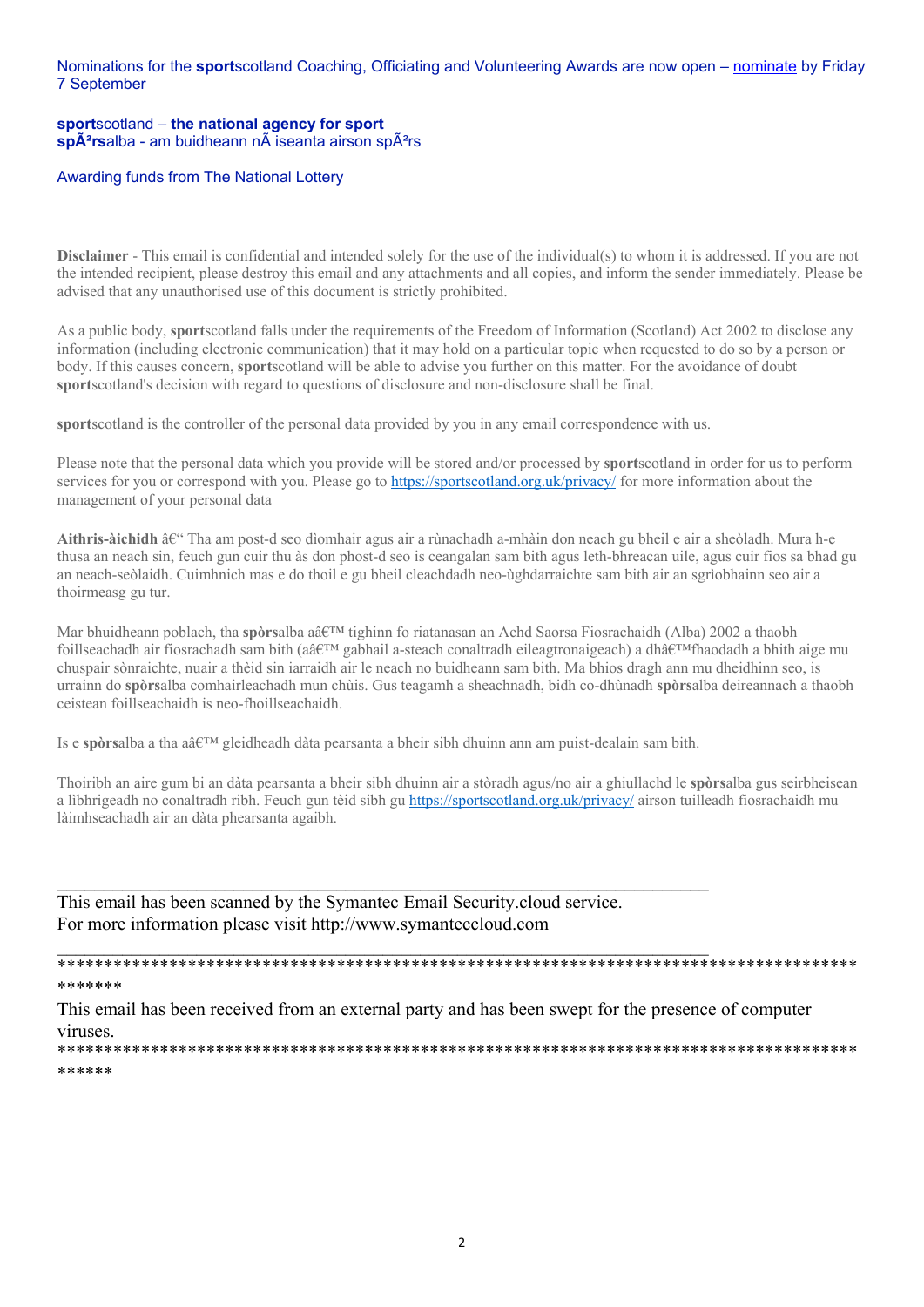Nominations for the **sport**scotland Coaching, Officiating and Volunteering Awards are now open – nominate by Friday 7 September

**sport**scotland – **the national agency for sport**
**spÃ²rs**alba - am buidheann nÃ iseanta airson spÃ²rs

Awarding funds from The National Lottery

**Disclaimer** - This email is confidential and intended solely for the use of the individual(s) to whom it is addressed. If you are not the intended recipient, please destroy this email and any attachments and all copies, and inform the sender immediately. Please be advised that any unauthorised use of this document is strictly prohibited.

As a public body, **sport**scotland falls under the requirements of the Freedom of Information (Scotland) Act 2002 to disclose any information (including electronic communication) that it may hold on a particular topic when requested to do so by a person or body. If this causes concern, **sport**scotland will be able to advise you further on this matter. For the avoidance of doubt **sport**scotland's decision with regard to questions of disclosure and non-disclosure shall be final.

**sport**scotland is the controller of the personal data provided by you in any email correspondence with us.

Please note that the personal data which you provide will be stored and/or processed by **sport**scotland in order for us to perform services for you or correspond with you. Please go to https://sportscotland.org.uk/privacy/ for more information about the management of your personal data

**Aithris-àichidh** â€“ Tha am post-d seo dìomhair agus air a rùnachadh a-mhàin don neach gu bheil e air a sheòladh. Mura h-e thusa an neach sin, feuch gun cuir thu às don phost-d seo is ceangalan sam bith agus leth-bhreacan uile, agus cuir fios sa bhad gu an neach-seòlaidh. Cuimhnich mas e do thoil e gu bheil cleachdadh neo-ùghdarraichte sam bith air an sgrìobhainn seo air a thoirmeasg gu tur.

Mar bhuidheann poblach, tha **spòrs**alba aâ€™ tighinn fo riatanasan an Achd Saorsa Fiosrachaidh (Alba) 2002 a thaobh foillseachadh air fiosrachadh sam bith (aâ€™ gabhail a-steach conaltradh eileagtronaigeach) a dhâ€™fhaodadh a bhith aige mu chuspair sònraichte, nuair a thèid sin iarraidh air le neach no buidheann sam bith. Ma bhios dragh ann mu dheidhinn seo, is urrainn do **spòrs**alba comhairleachadh mun chùis. Gus teagamh a sheachnadh, bidh co-dhùnadh **spòrs**alba deireannach a thaobh ceistean foillseachaidh is neo-fhoillseachaidh.

Is e **spòrs**alba a tha aâ€™ gleidheadh dàta pearsanta a bheir sibh dhuinn ann am puist-dealain sam bith.

Thoiribh an aire gum bi an dàta pearsanta a bheir sibh dhuinn air a stòradh agus/no air a ghiullachd le **spòrs**alba gus seirbheisean a libhrigeadh no conaltradh ribh. Feuch gun tèid sibh gu https://sportscotland.org.uk/privacy/ airson tuilleadh fiosrachaidh mu làimhseachadh air an dàta phearsanta agaibh.

---

This email has been scanned by the Symantec Email Security.cloud service.
For more information please visit http://www.symanteccloud.com

---

**********************************************************************************************

This email has been received from an external party and has been swept for the presence of computer viruses.

*********************************************************************************************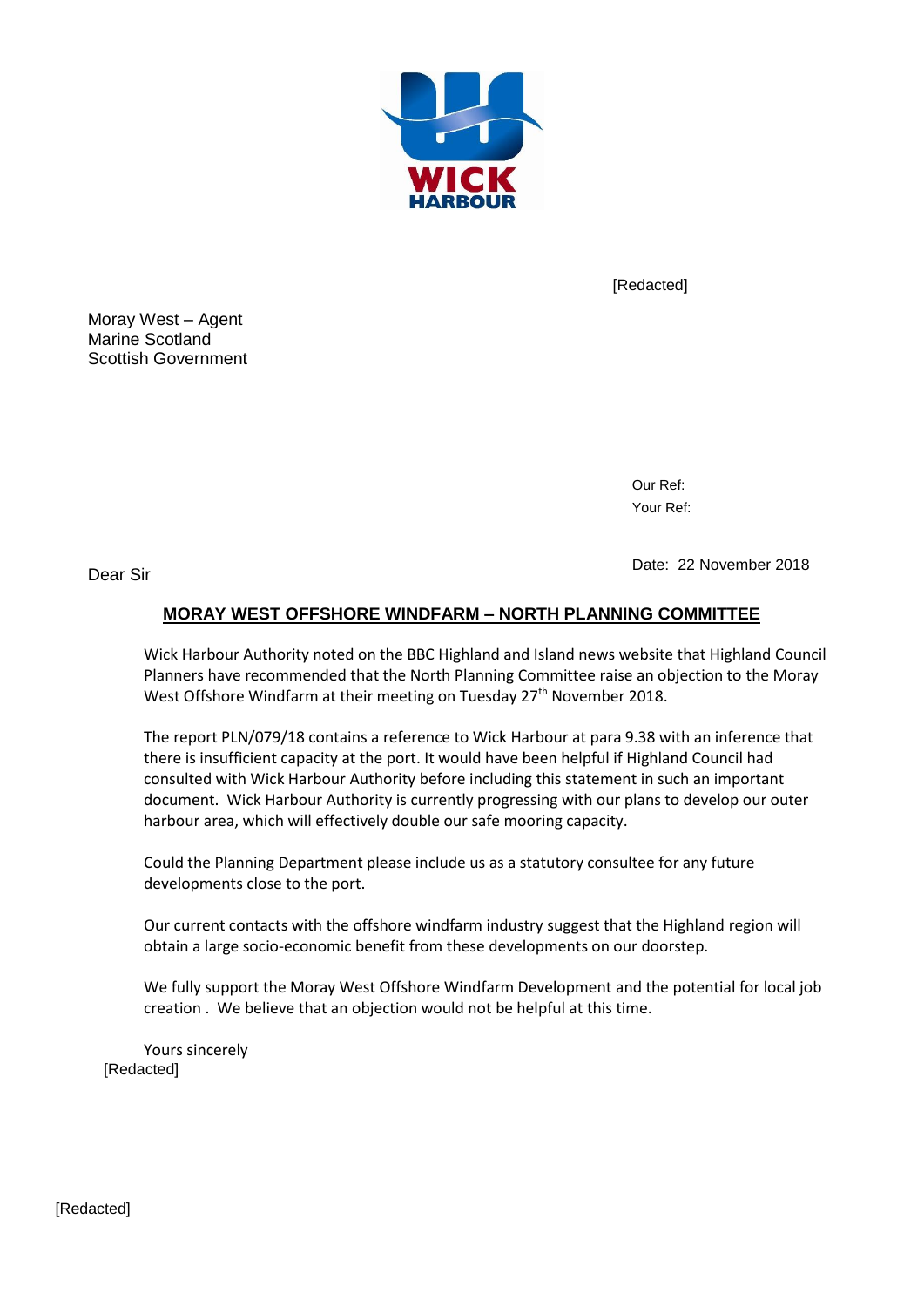WICK HARBOUR

[Redacted]

Moray West – Agent
Marine Scotland
Scottish Government

Our Ref:
Your Ref:

Date: 22 November 2018

Dear Sir

**MORAY WEST OFFSHORE WINDFARM – NORTH PLANNING COMMITTEE**

Wick Harbour Authority noted on the BBC Highland and Island news website that Highland Council Planners have recommended that the North Planning Committee raise an objection to the Moray West Offshore Windfarm at their meeting on Tuesday 27th November 2018.

The report PLN/079/18 contains a reference to Wick Harbour at para 9.38 with an inference that there is insufficient capacity at the port. It would have been helpful if Highland Council had consulted with Wick Harbour Authority before including this statement in such an important document. Wick Harbour Authority is currently progressing with our plans to develop our outer harbour area, which will effectively double our safe mooring capacity.

Could the Planning Department please include us as a statutory consultee for any future developments close to the port.

Our current contacts with the offshore windfarm industry suggest that the Highland region will obtain a large socio-economic benefit from these developments on our doorstep.

We fully support the Moray West Offshore Windfarm Development and the potential for local job creation . We believe that an objection would not be helpful at this time.

Yours sincerely
[Redacted]

[Redacted]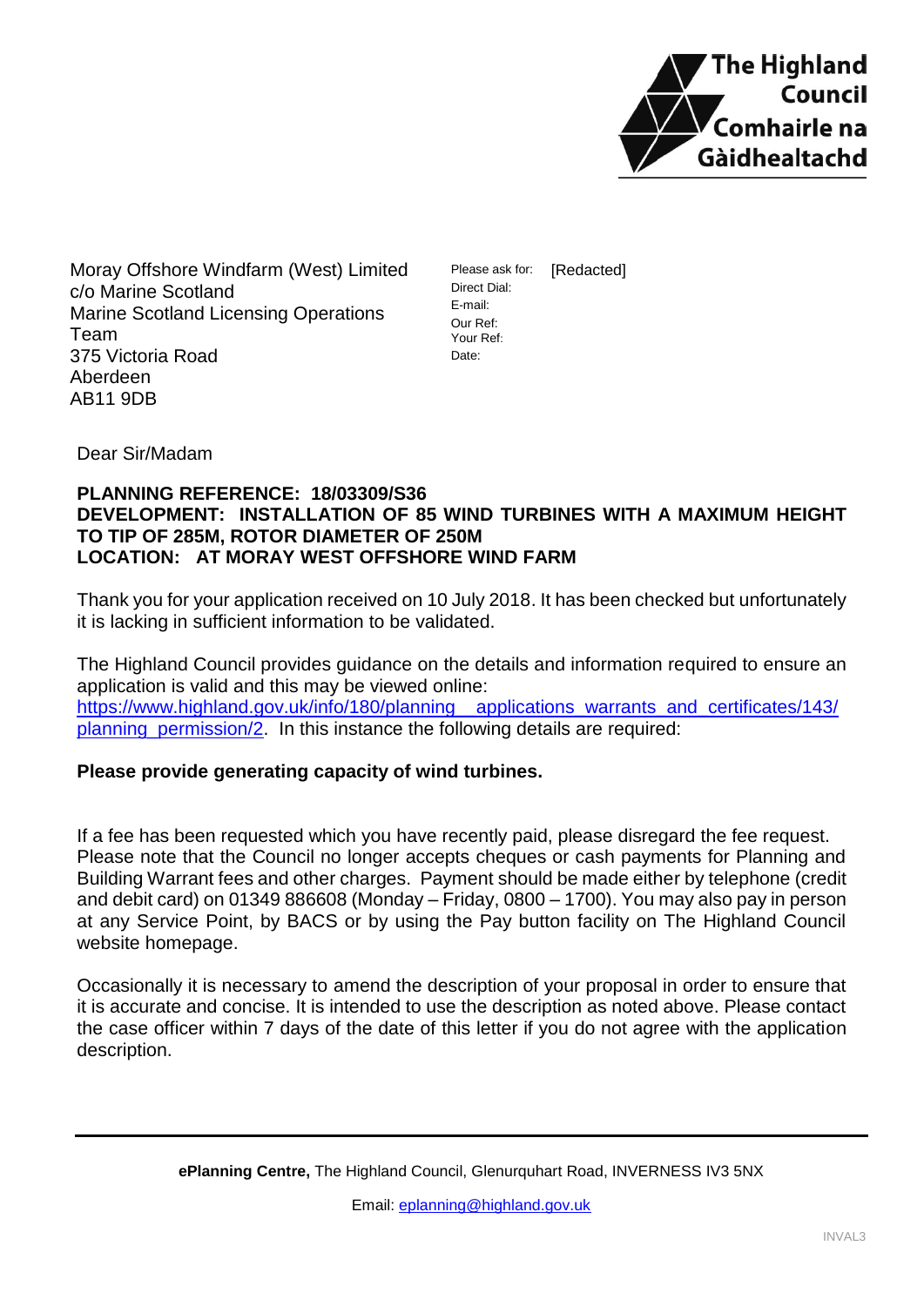The Highland Council
Comhairle na Gàidhealtachd

Moray Offshore Windfarm (West) Limited
c/o Marine Scotland
Marine Scotland Licensing Operations Team
375 Victoria Road
Aberdeen
AB11 9DB

Please ask for: [Redacted]
Direct Dial:
E-mail:
Our Ref:
Your Ref:
Date:

Dear Sir/Madam

**PLANNING REFERENCE: 18/03309/S36**
**DEVELOPMENT: INSTALLATION OF 85 WIND TURBINES WITH A MAXIMUM HEIGHT TO TIP OF 285M, ROTOR DIAMETER OF 250M**
**LOCATION: AT MORAY WEST OFFSHORE WIND FARM**

Thank you for your application received on 10 July 2018. It has been checked but unfortunately it is lacking in sufficient information to be validated.

The Highland Council provides guidance on the details and information required to ensure an application is valid and this may be viewed online: https://www.highland.gov.uk/info/180/planning__applications_warrants_and_certificates/143/planning_permission/2. In this instance the following details are required:

**Please provide generating capacity of wind turbines.**

If a fee has been requested which you have recently paid, please disregard the fee request. Please note that the Council no longer accepts cheques or cash payments for Planning and Building Warrant fees and other charges. Payment should be made either by telephone (credit and debit card) on 01349 886608 (Monday – Friday, 0800 – 1700). You may also pay in person at any Service Point, by BACS or by using the Pay button facility on The Highland Council website homepage.

Occasionally it is necessary to amend the description of your proposal in order to ensure that it is accurate and concise. It is intended to use the description as noted above. Please contact the case officer within 7 days of the date of this letter if you do not agree with the application description.

**ePlanning Centre,** The Highland Council, Glenurquhart Road, INVERNESS IV3 5NX

Email: eplanning@highland.gov.uk

INVAL3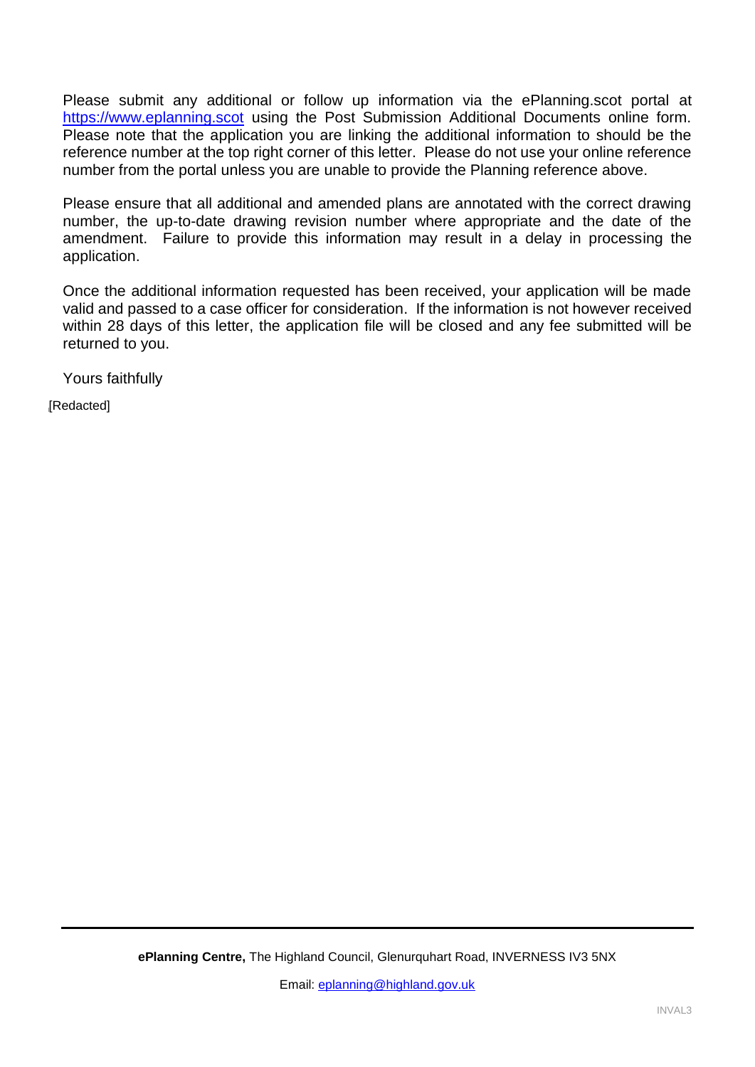Please submit any additional or follow up information via the ePlanning.scot portal at https://www.eplanning.scot using the Post Submission Additional Documents online form. Please note that the application you are linking the additional information to should be the reference number at the top right corner of this letter. Please do not use your online reference number from the portal unless you are unable to provide the Planning reference above.

Please ensure that all additional and amended plans are annotated with the correct drawing number, the up-to-date drawing revision number where appropriate and the date of the amendment. Failure to provide this information may result in a delay in processing the application.

Once the additional information requested has been received, your application will be made valid and passed to a case officer for consideration. If the information is not however received within 28 days of this letter, the application file will be closed and any fee submitted will be returned to you.

Yours faithfully

[Redacted]

---

**ePlanning Centre,** The Highland Council, Glenurquhart Road, INVERNESS IV3 5NX

Email: eplanning@highland.gov.uk

INVAL3